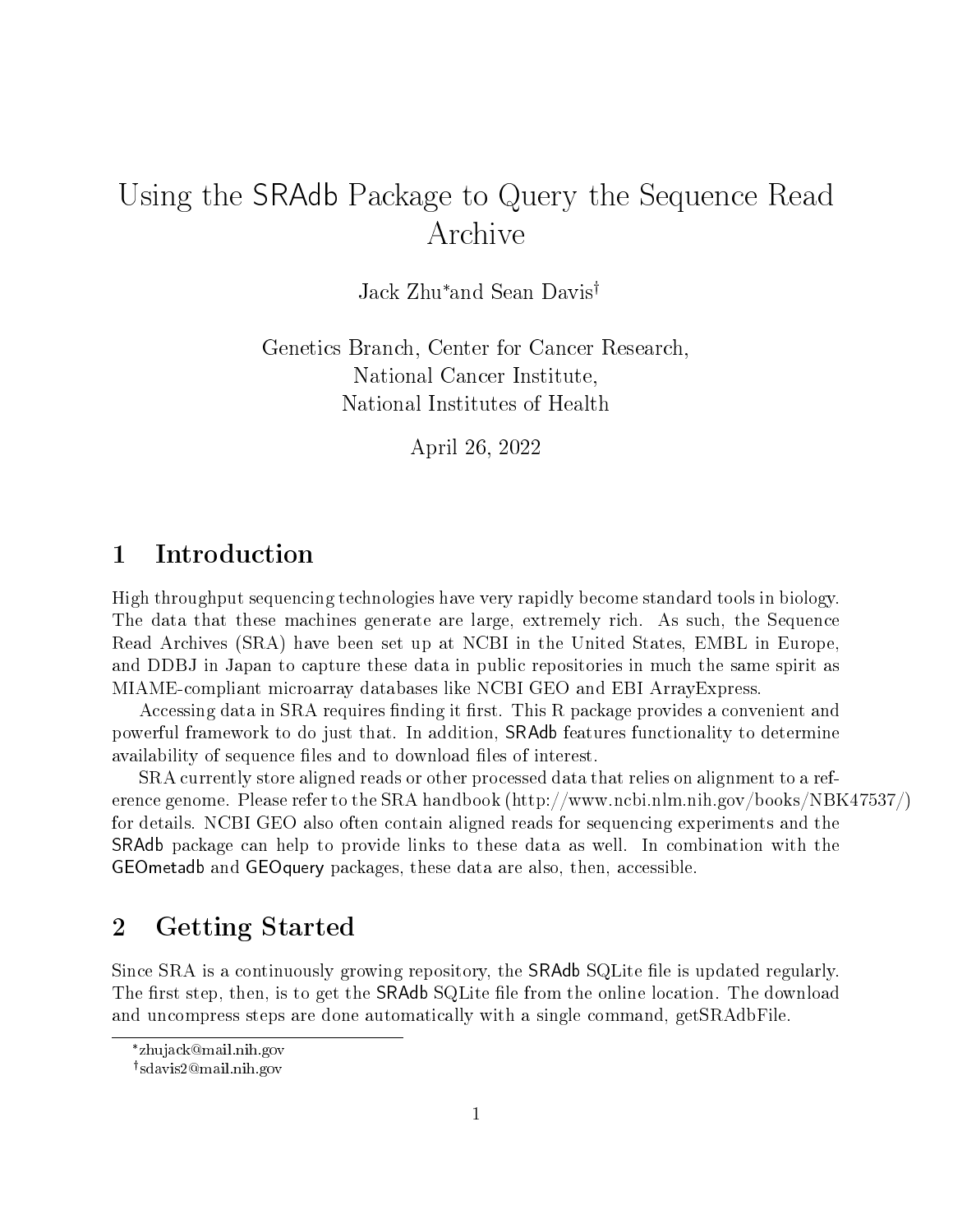# Using the SRAdb Package to Query the Sequence Read Archive

Jack Zhu[*] and Sean Davis[†]

Genetics Branch, Center for Cancer Research,
National Cancer Institute,
National Institutes of Health

April 26, 2022

## 1 Introduction

High throughput sequencing technologies have very rapidly become standard tools in biology. The data that these machines generate are large, extremely rich. As such, the Sequence Read Archives (SRA) have been set up at NCBI in the United States, EMBL in Europe, and DDBJ in Japan to capture these data in public repositories in much the same spirit as MIAME-compliant microarray databases like NCBI GEO and EBI ArrayExpress.

Accessing data in SRA requires finding it first. This R package provides a convenient and powerful framework to do just that. In addition, SRAdb features functionality to determine availability of sequence files and to download files of interest.

SRA currently store aligned reads or other processed data that relies on alignment to a reference genome. Please refer to the SRA handbook (http://www.ncbi.nlm.nih.gov/books/NBK47537/) for details. NCBI GEO also often contain aligned reads for sequencing experiments and the SRAdb package can help to provide links to these data as well. In combination with the GEOmetadb and GEOquery packages, these data are also, then, accessible.

## 2 Getting Started

Since SRA is a continuously growing repository, the SRAdb SQLite file is updated regularly. The first step, then, is to get the SRAdb SQLite file from the online location. The download and uncompress steps are done automatically with a single command, getSRAdbFile.

[*]zhujack@mail.nih.gov

[†]sdavis2@mail.nih.gov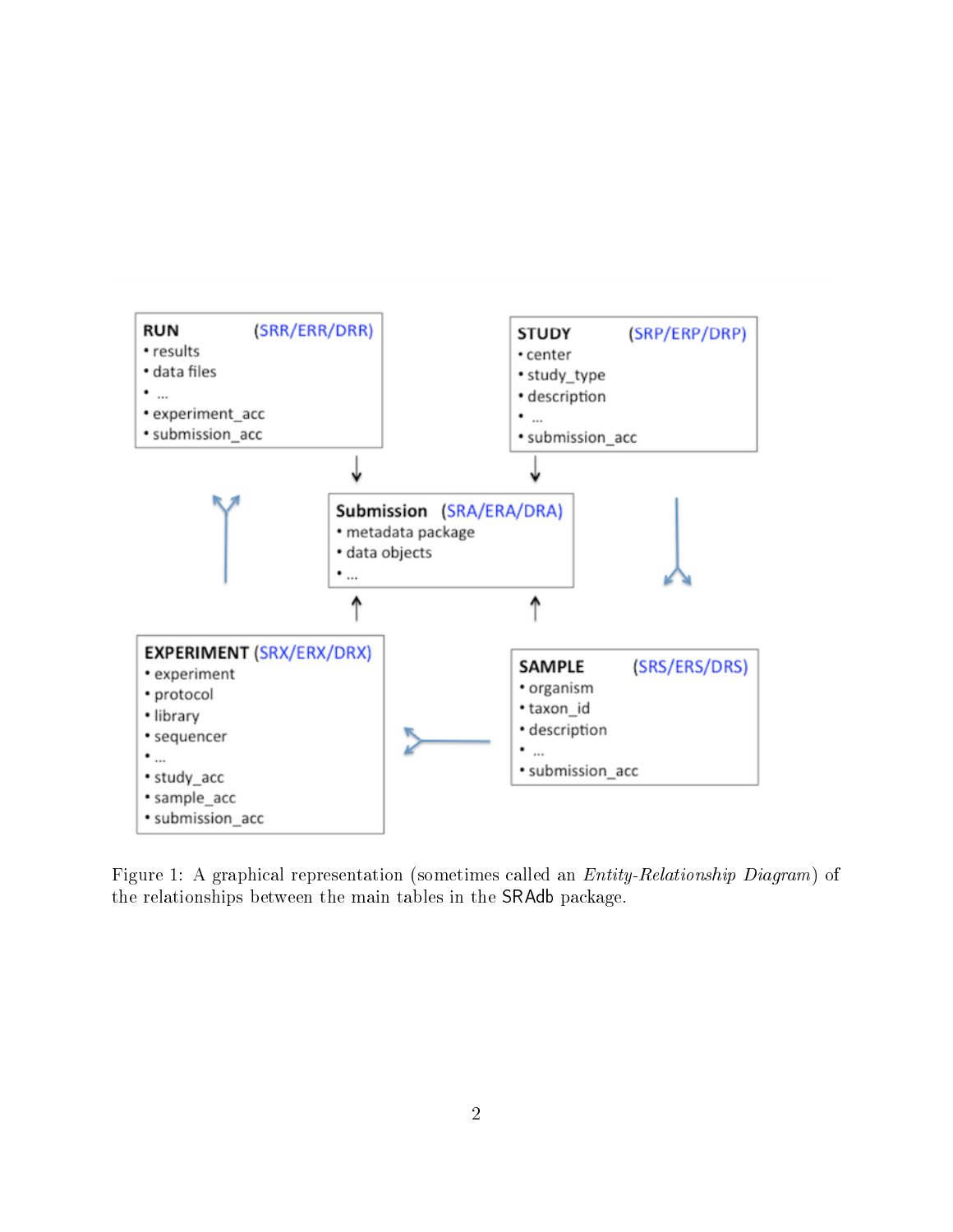**RUN** (SRR/ERR/DRR)
- results
- data files
- ...
- experiment_acc
- submission_acc

**STUDY** (SRP/ERP/DRP)
- center
- study_type
- description
- ...
- submission_acc

**Submission** (SRA/ERA/DRA)
- metadata package
- data objects
- ...

**EXPERIMENT** (SRX/ERX/DRX)
- experiment
- protocol
- library
- sequencer
- ...
- study_acc
- sample_acc
- submission_acc

**SAMPLE** (SRS/ERS/DRS)
- organism
- taxon_id
- description
- ...
- submission_acc

Figure 1: A graphical representation (sometimes called an *Entity-Relationship Diagram*) of the relationships between the main tables in the SRAdb package.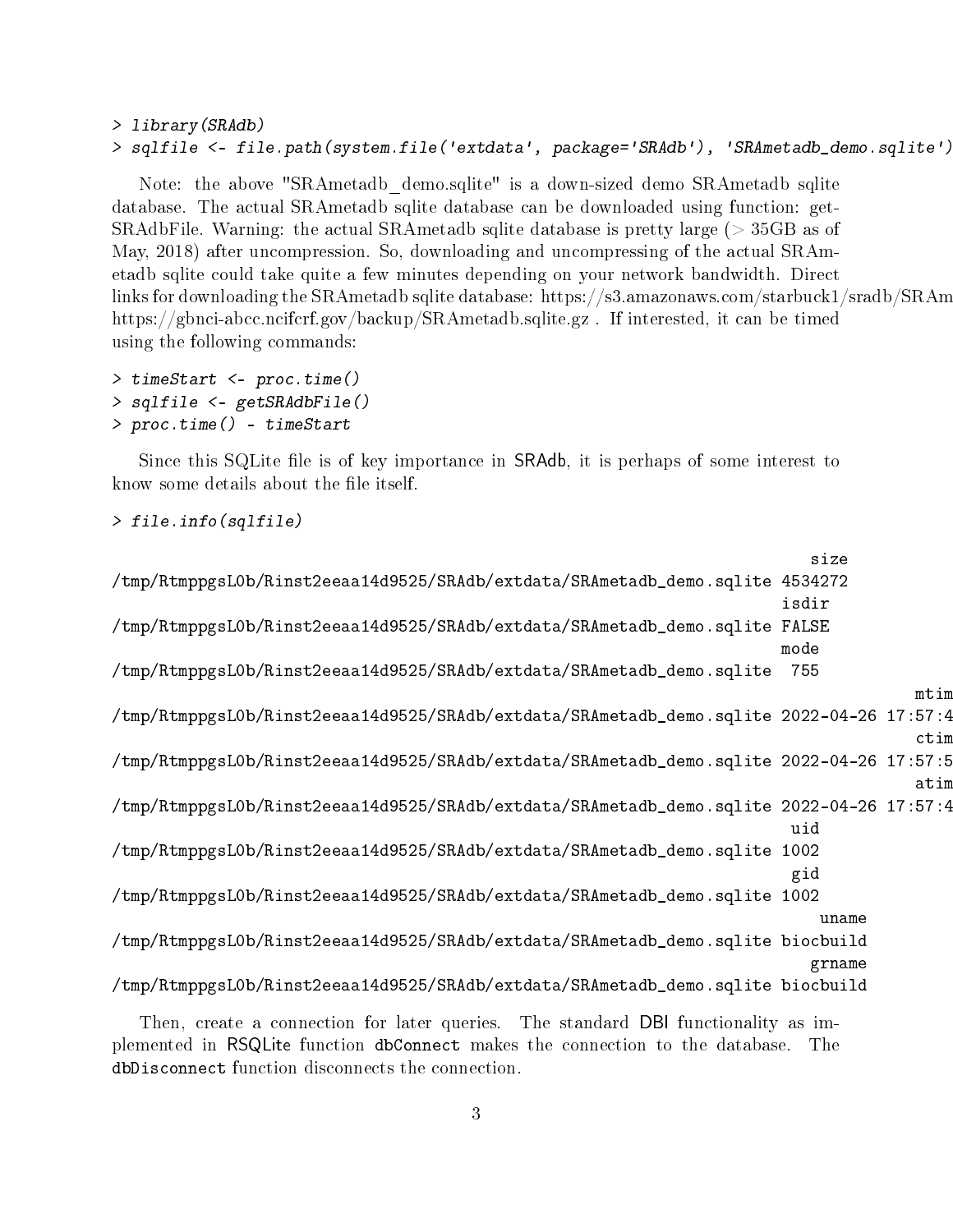```
> library(SRAdb)
> sqlfile <- file.path(system.file('extdata', package='SRAdb'), 'SRAmetadb_demo.sqlite')
```

Note: the above "SRAmetadb_demo.sqlite" is a down-sized demo SRAmetadb sqlite database. The actual SRAmetadb sqlite database can be downloaded using function: getSRAdbFile. Warning: the actual SRAmetadb sqlite database is pretty large (> 35GB as of May, 2018) after uncompression. So, downloading and uncompressing of the actual SRAmetadb sqlite could take quite a few minutes depending on your network bandwidth. Direct links for downloading the SRAmetadb sqlite database: https://s3.amazonaws.com/starbuck1/sradb/SRAm https://gbnci-abcc.ncifcrf.gov/backup/SRAmetadb.sqlite.gz . If interested, it can be timed using the following commands:

```
> timeStart <- proc.time()
> sqlfile <- getSRAdbFile()
> proc.time() - timeStart
```

Since this SQLite file is of key importance in SRAdb, it is perhaps of some interest to know some details about the file itself.

```
> file.info(sqlfile)
                                                                     size
/tmp/RtmppgsL0b/Rinst2eeaa14d9525/SRAdb/extdata/SRAmetadb_demo.sqlite 4534272
                                                                    isdir
/tmp/RtmppgsL0b/Rinst2eeaa14d9525/SRAdb/extdata/SRAmetadb_demo.sqlite FALSE
                                                                    mode
/tmp/RtmppgsL0b/Rinst2eeaa14d9525/SRAdb/extdata/SRAmetadb_demo.sqlite  755
                                                                                    mtim
/tmp/RtmppgsL0b/Rinst2eeaa14d9525/SRAdb/extdata/SRAmetadb_demo.sqlite 2022-04-26 17:57:4
                                                                                    ctim
/tmp/RtmppgsL0b/Rinst2eeaa14d9525/SRAdb/extdata/SRAmetadb_demo.sqlite 2022-04-26 17:57:5
                                                                                    atim
/tmp/RtmppgsL0b/Rinst2eeaa14d9525/SRAdb/extdata/SRAmetadb_demo.sqlite 2022-04-26 17:57:4
                                                                     uid
/tmp/RtmppgsL0b/Rinst2eeaa14d9525/SRAdb/extdata/SRAmetadb_demo.sqlite 1002
                                                                     gid
/tmp/RtmppgsL0b/Rinst2eeaa14d9525/SRAdb/extdata/SRAmetadb_demo.sqlite 1002
                                                                      uname
/tmp/RtmppgsL0b/Rinst2eeaa14d9525/SRAdb/extdata/SRAmetadb_demo.sqlite biocbuild
                                                                     grname
/tmp/RtmppgsL0b/Rinst2eeaa14d9525/SRAdb/extdata/SRAmetadb_demo.sqlite biocbuild
```

Then, create a connection for later queries. The standard DBI functionality as implemented in RSQLite function dbConnect makes the connection to the database. The dbDisconnect function disconnects the connection.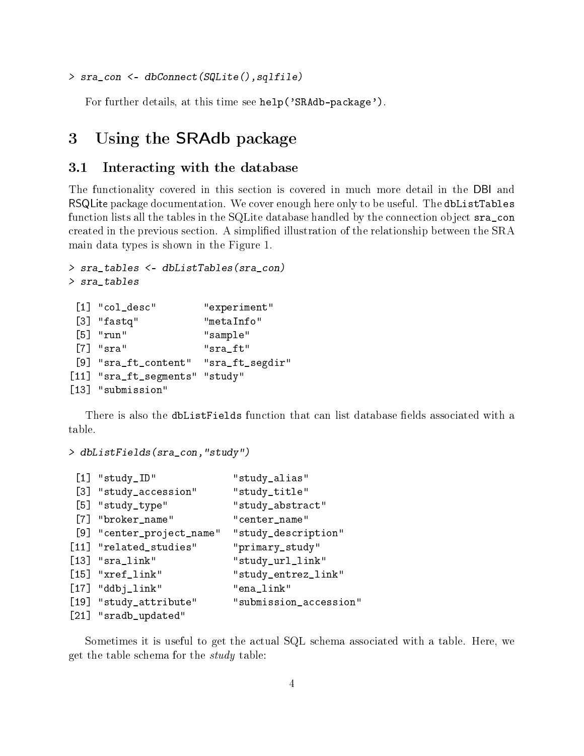```
> sra_con <- dbConnect(SQLite(),sqlfile)
```

For further details, at this time see `help('SRAdb-package')`.

# 3 Using the SRAdb package

## 3.1 Interacting with the database

The functionality covered in this section is covered in much more detail in the DBI and RSQLite package documentation. We cover enough here only to be useful. The `dbListTables` function lists all the tables in the SQLite database handled by the connection object `sra_con` created in the previous section. A simplified illustration of the relationship between the SRA main data types is shown in the Figure 1.

```
> sra_tables <- dbListTables(sra_con)
> sra_tables

 [1] "col_desc"        "experiment"
 [3] "fastq"           "metaInfo"
 [5] "run"             "sample"
 [7] "sra"             "sra_ft"
 [9] "sra_ft_content"  "sra_ft_segdir"
[11] "sra_ft_segments" "study"
[13] "submission"
```

There is also the `dbListFields` function that can list database fields associated with a table.

```
> dbListFields(sra_con,"study")

 [1] "study_ID"              "study_alias"
 [3] "study_accession"       "study_title"
 [5] "study_type"            "study_abstract"
 [7] "broker_name"           "center_name"
 [9] "center_project_name"   "study_description"
[11] "related_studies"       "primary_study"
[13] "sra_link"              "study_url_link"
[15] "xref_link"             "study_entrez_link"
[17] "ddbj_link"             "ena_link"
[19] "study_attribute"       "submission_accession"
[21] "sradb_updated"
```

Sometimes it is useful to get the actual SQL schema associated with a table. Here, we get the table schema for the *study* table: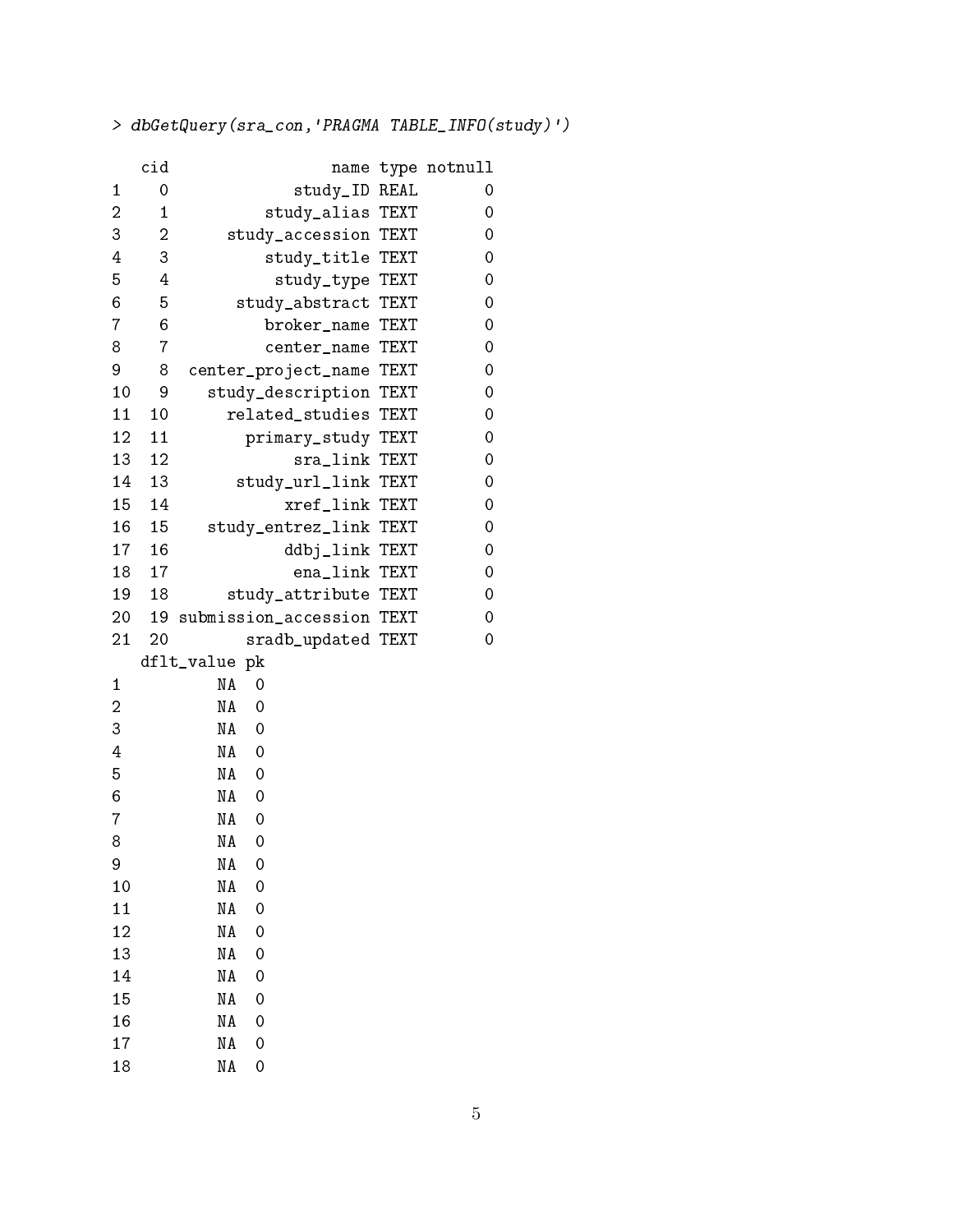```
> dbGetQuery(sra_con,'PRAGMA TABLE_INFO(study)')

   cid                 name type notnull
1    0             study_ID REAL       0
2    1          study_alias TEXT       0
3    2      study_accession TEXT       0
4    3          study_title TEXT       0
5    4           study_type TEXT       0
6    5       study_abstract TEXT       0
7    6          broker_name TEXT       0
8    7          center_name TEXT       0
9    8  center_project_name TEXT       0
10   9    study_description TEXT       0
11  10      related_studies TEXT       0
12  11        primary_study TEXT       0
13  12             sra_link TEXT       0
14  13       study_url_link TEXT       0
15  14            xref_link TEXT       0
16  15    study_entrez_link TEXT       0
17  16            ddbj_link TEXT       0
18  17             ena_link TEXT       0
19  18      study_attribute TEXT       0
20  19 submission_accession TEXT       0
21  20        sradb_updated TEXT       0
   dflt_value pk
1          NA  0
2          NA  0
3          NA  0
4          NA  0
5          NA  0
6          NA  0
7          NA  0
8          NA  0
9          NA  0
10         NA  0
11         NA  0
12         NA  0
13         NA  0
14         NA  0
15         NA  0
16         NA  0
17         NA  0
18         NA  0
```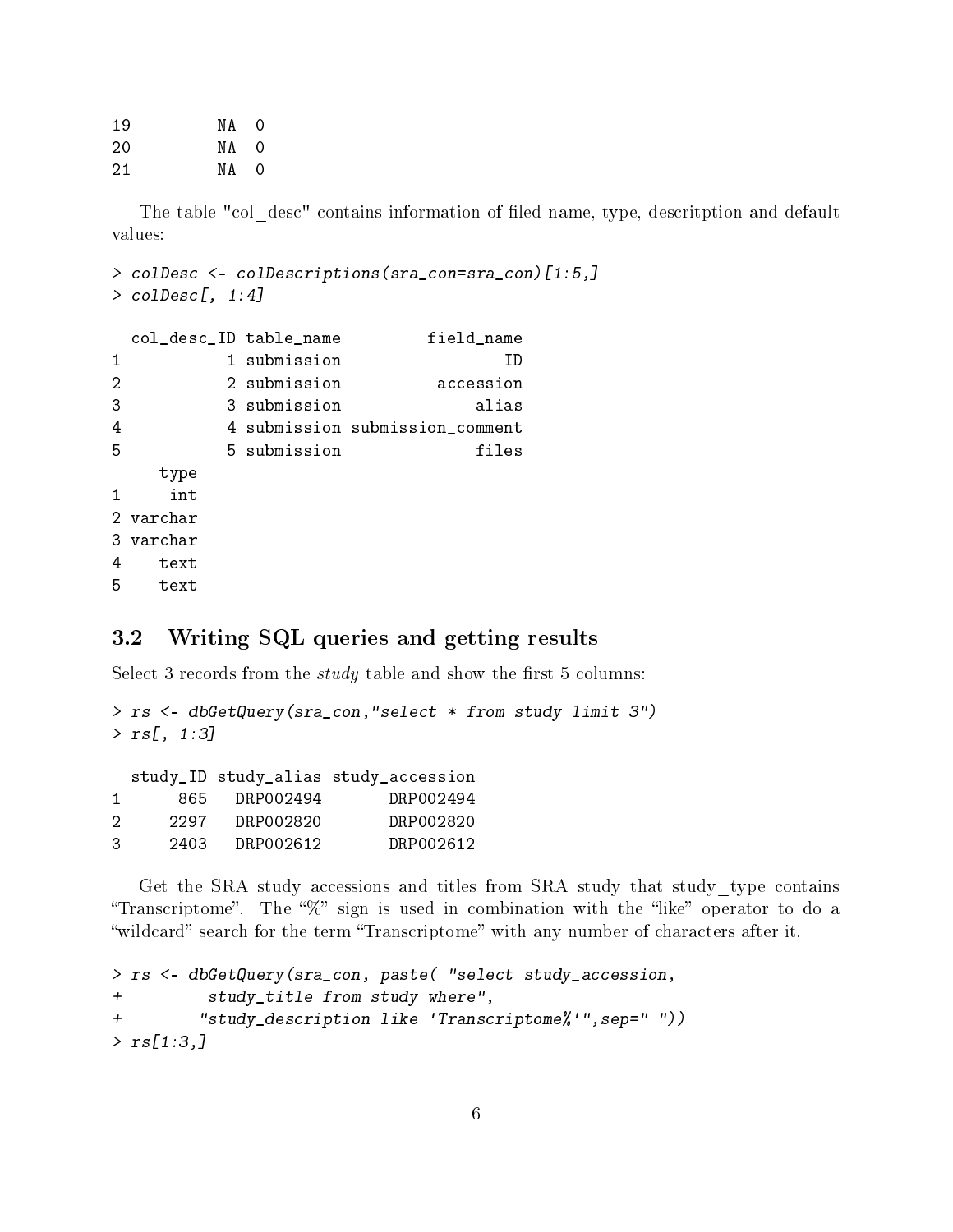```
19         NA  0
20         NA  0
21         NA  0
```

The table "col_desc" contains information of filed name, type, descritption and default values:

```
> colDesc <- colDescriptions(sra_con=sra_con)[1:5,]
> colDesc[, 1:4]

  col_desc_ID table_name         field_name
1           1 submission                 ID
2           2 submission          accession
3           3 submission              alias
4           4 submission submission_comment
5           5 submission              files
     type
1     int
2 varchar
3 varchar
4    text
5    text
```

### 3.2 Writing SQL queries and getting results

Select 3 records from the *study* table and show the first 5 columns:

```
> rs <- dbGetQuery(sra_con,"select * from study limit 3")
> rs[, 1:3]

  study_ID study_alias study_accession
1      865   DRP002494       DRP002494
2     2297   DRP002820       DRP002820
3     2403   DRP002612       DRP002612
```

Get the SRA study accessions and titles from SRA study that study_type contains "Transcriptome". The "%" sign is used in combination with the "like" operator to do a "wildcard" search for the term "Transcriptome" with any number of characters after it.

```
> rs <- dbGetQuery(sra_con, paste( "select study_accession,
+          study_title from study where",
+         "study_description like 'Transcriptome%'",sep=" "))
> rs[1:3,]
```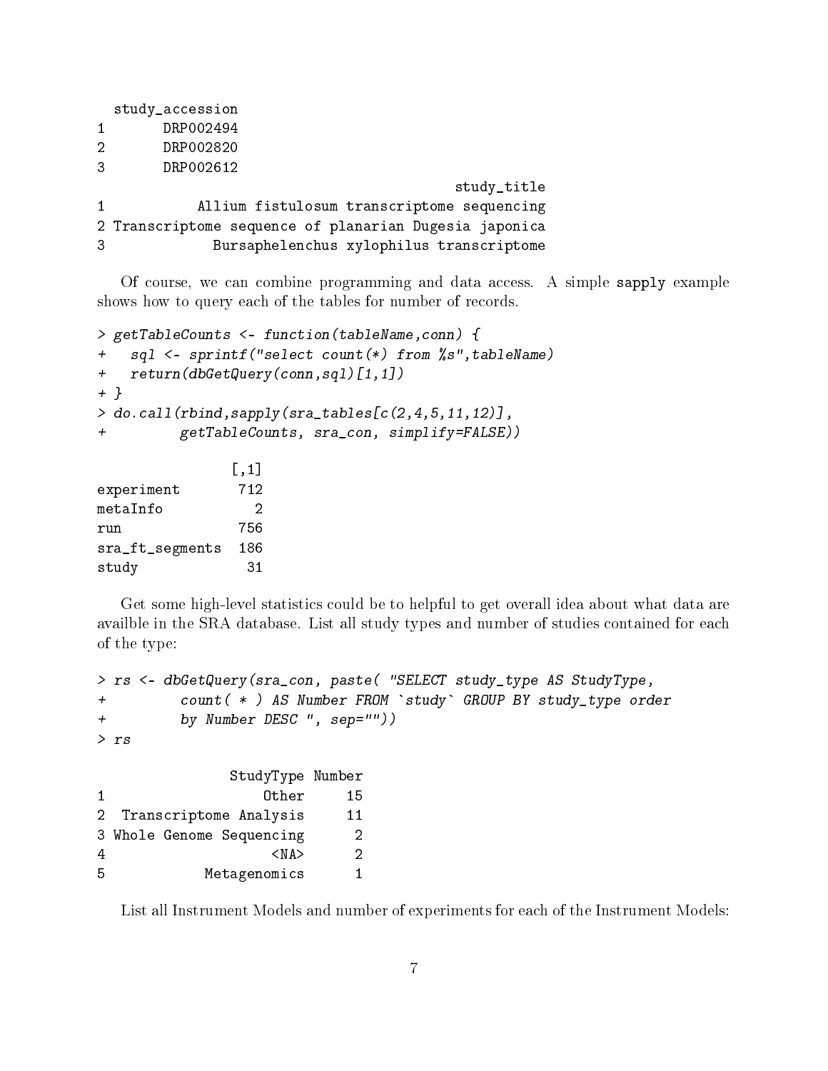```
  study_accession
1       DRP002494
2       DRP002820
3       DRP002612
                                         study_title
1           Allium fistulosum transcriptome sequencing
2 Transcriptome sequence of planarian Dugesia japonica
3             Bursaphelenchus xylophilus transcriptome
```

Of course, we can combine programming and data access. A simple sapply example shows how to query each of the tables for number of records.

```
> getTableCounts <- function(tableName,conn) {
+   sql <- sprintf("select count(*) from %s",tableName)
+   return(dbGetQuery(conn,sql)[1,1])
+ }
> do.call(rbind,sapply(sra_tables[c(2,4,5,11,12)],
+         getTableCounts, sra_con, simplify=FALSE))
```

```
                [,1]
experiment       712
metaInfo           2
run              756
sra_ft_segments  186
study             31
```

Get some high-level statistics could be to helpful to get overall idea about what data are availble in the SRA database. List all study types and number of studies contained for each of the type:

```
> rs <- dbGetQuery(sra_con, paste( "SELECT study_type AS StudyType,
+         count( * ) AS Number FROM `study` GROUP BY study_type order
+         by Number DESC ", sep=""))
> rs
```

```
               StudyType Number
1                  Other     15
2  Transcriptome Analysis     11
3 Whole Genome Sequencing      2
4                   <NA>      2
5            Metagenomics      1
```

List all Instrument Models and number of experiments for each of the Instrument Models: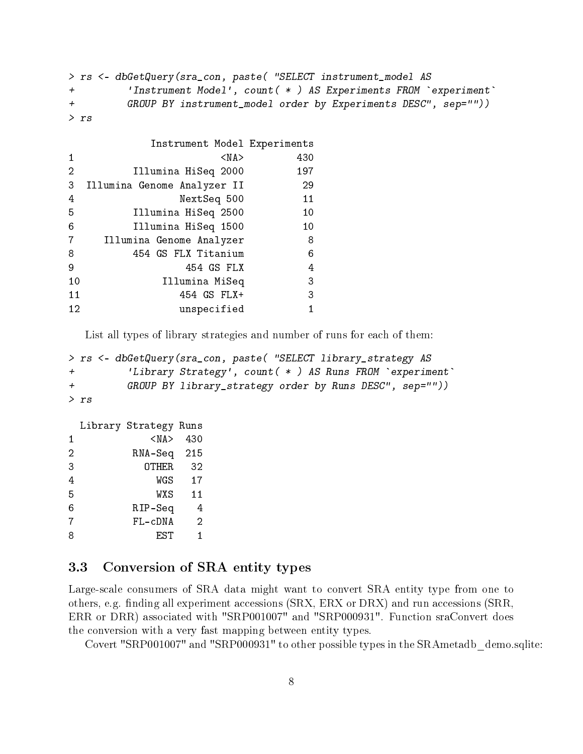```
> rs <- dbGetQuery(sra_con, paste( "SELECT instrument_model AS
+         'Instrument Model', count( * ) AS Experiments FROM `experiment`
+         GROUP BY instrument_model order by Experiments DESC", sep=""))
> rs

              Instrument Model Experiments
1                         <NA>         430
2           Illumina HiSeq 2000         197
3   Illumina Genome Analyzer II          29
4                   NextSeq 500          11
5           Illumina HiSeq 2500          10
6           Illumina HiSeq 1500          10
7      Illumina Genome Analyzer           8
8           454 GS FLX Titanium           6
9                    454 GS FLX           4
10               Illumina MiSeq           3
11                  454 GS FLX+           3
12                  unspecified           1
```

List all types of library strategies and number of runs for each of them:

```
> rs <- dbGetQuery(sra_con, paste( "SELECT library_strategy AS
+         'Library Strategy', count( * ) AS Runs FROM `experiment`
+         GROUP BY library_strategy order by Runs DESC", sep=""))
> rs

  Library Strategy Runs
1             <NA>  430
2          RNA-Seq  215
3            OTHER   32
4              WGS   17
5              WXS   11
6          RIP-Seq    4
7          FL-cDNA    2
8              EST    1
```

### 3.3 Conversion of SRA entity types

Large-scale consumers of SRA data might want to convert SRA entity type from one to others, e.g. finding all experiment accessions (SRX, ERX or DRX) and run accessions (SRR, ERR or DRR) associated with "SRP001007" and "SRP000931". Function sraConvert does the conversion with a very fast mapping between entity types.

Covert "SRP001007" and "SRP000931" to other possible types in the SRAmetadb_demo.sqlite: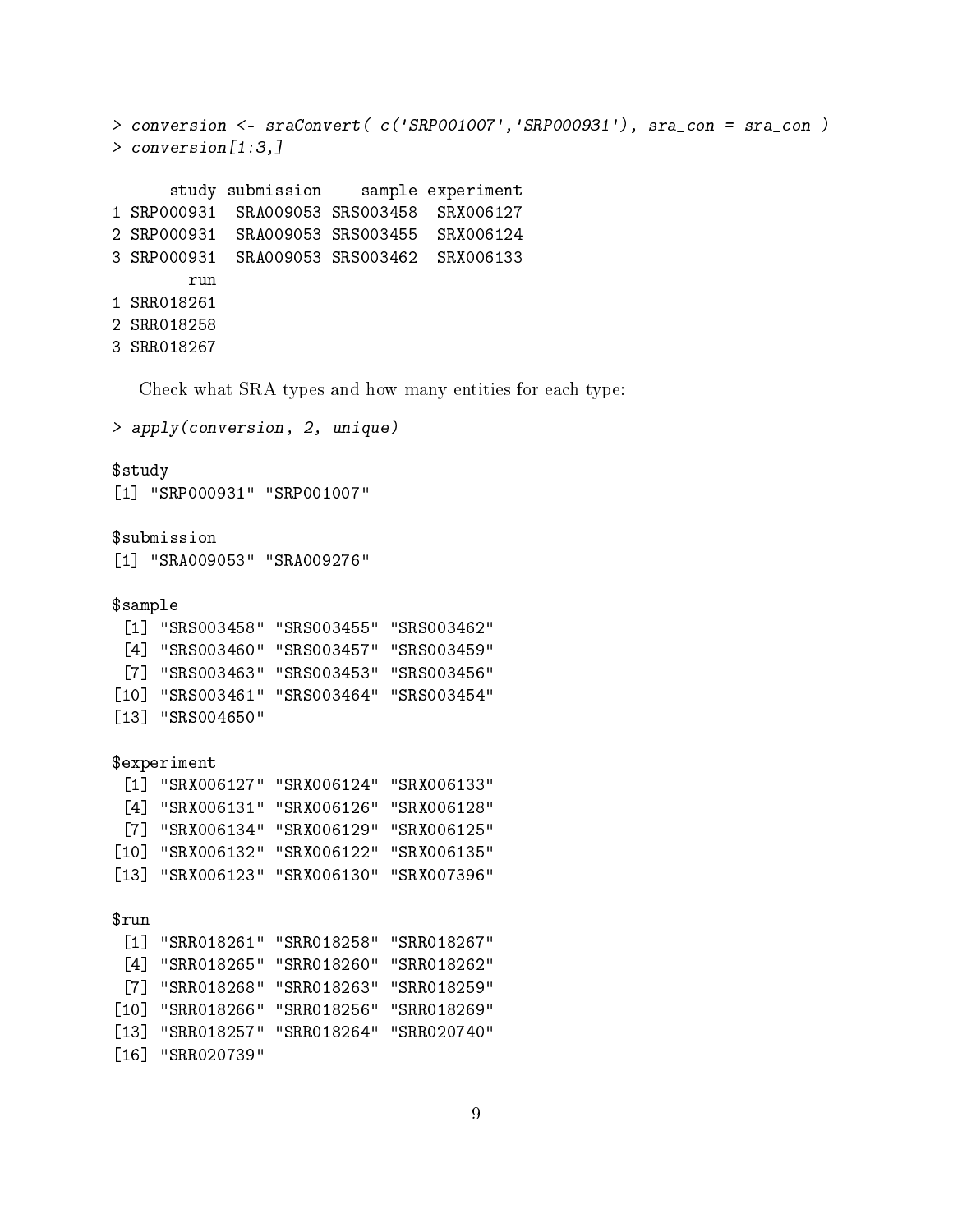```
> conversion <- sraConvert( c('SRP001007','SRP000931'), sra_con = sra_con )
> conversion[1:3,]

      study submission    sample experiment
1 SRP000931  SRA009053 SRS003458  SRX006127
2 SRP000931  SRA009053 SRS003455  SRX006124
3 SRP000931  SRA009053 SRS003462  SRX006133
        run
1 SRR018261
2 SRR018258
3 SRR018267
```

Check what SRA types and how many entities for each type:

```
> apply(conversion, 2, unique)

$study
[1] "SRP000931" "SRP001007"

$submission
[1] "SRA009053" "SRA009276"

$sample
 [1] "SRS003458" "SRS003455" "SRS003462"
 [4] "SRS003460" "SRS003457" "SRS003459"
 [7] "SRS003463" "SRS003453" "SRS003456"
[10] "SRS003461" "SRS003464" "SRS003454"
[13] "SRS004650"

$experiment
 [1] "SRX006127" "SRX006124" "SRX006133"
 [4] "SRX006131" "SRX006126" "SRX006128"
 [7] "SRX006134" "SRX006129" "SRX006125"
[10] "SRX006132" "SRX006122" "SRX006135"
[13] "SRX006123" "SRX006130" "SRX007396"

$run
 [1] "SRR018261" "SRR018258" "SRR018267"
 [4] "SRR018265" "SRR018260" "SRR018262"
 [7] "SRR018268" "SRR018263" "SRR018259"
[10] "SRR018266" "SRR018256" "SRR018269"
[13] "SRR018257" "SRR018264" "SRR020740"
[16] "SRR020739"
```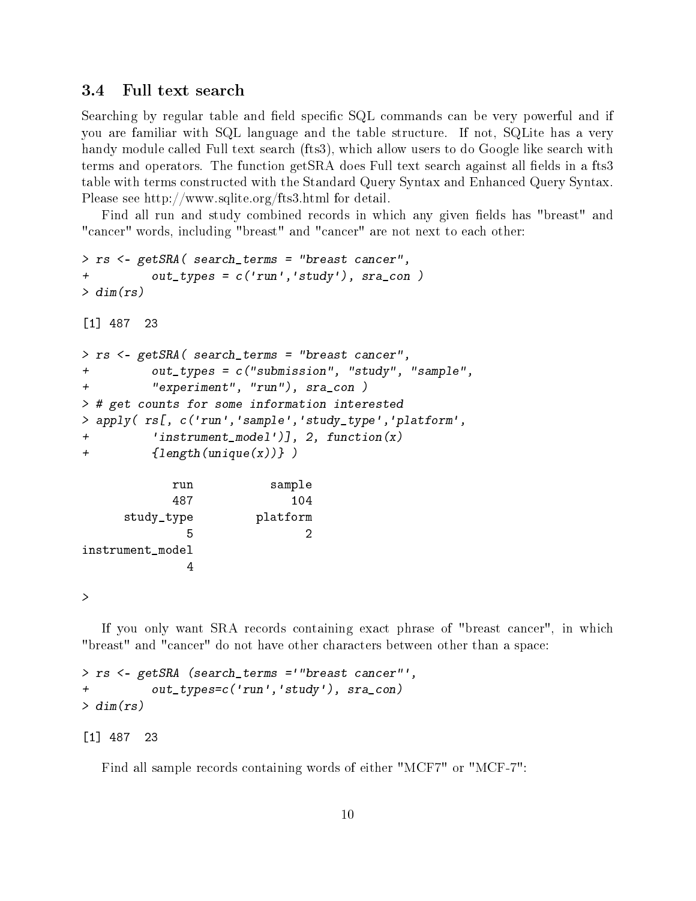### 3.4 Full text search

Searching by regular table and field specific SQL commands can be very powerful and if you are familiar with SQL language and the table structure. If not, SQLite has a very handy module called Full text search (fts3), which allow users to do Google like search with terms and operators. The function getSRA does Full text search against all fields in a fts3 table with terms constructed with the Standard Query Syntax and Enhanced Query Syntax. Please see http://www.sqlite.org/fts3.html for detail.

Find all run and study combined records in which any given fields has "breast" and "cancer" words, including "breast" and "cancer" are not next to each other:

```
> rs <- getSRA( search_terms = "breast cancer",
+         out_types = c('run','study'), sra_con )
> dim(rs)

[1] 487  23

> rs <- getSRA( search_terms = "breast cancer",
+         out_types = c("submission", "study", "sample",
+         "experiment", "run"), sra_con )
> # get counts for some information interested
> apply( rs[, c('run','sample','study_type','platform',
+         'instrument_model')], 2, function(x)
+         {length(unique(x))} )

             run           sample
             487              104
      study_type         platform
               5                2
instrument_model
               4

>
```

If you only want SRA records containing exact phrase of "breast cancer", in which "breast" and "cancer" do not have other characters between other than a space:

```
> rs <- getSRA (search_terms ='"breast cancer"',
+         out_types=c('run','study'), sra_con)
> dim(rs)

[1] 487  23
```

Find all sample records containing words of either "MCF7" or "MCF-7":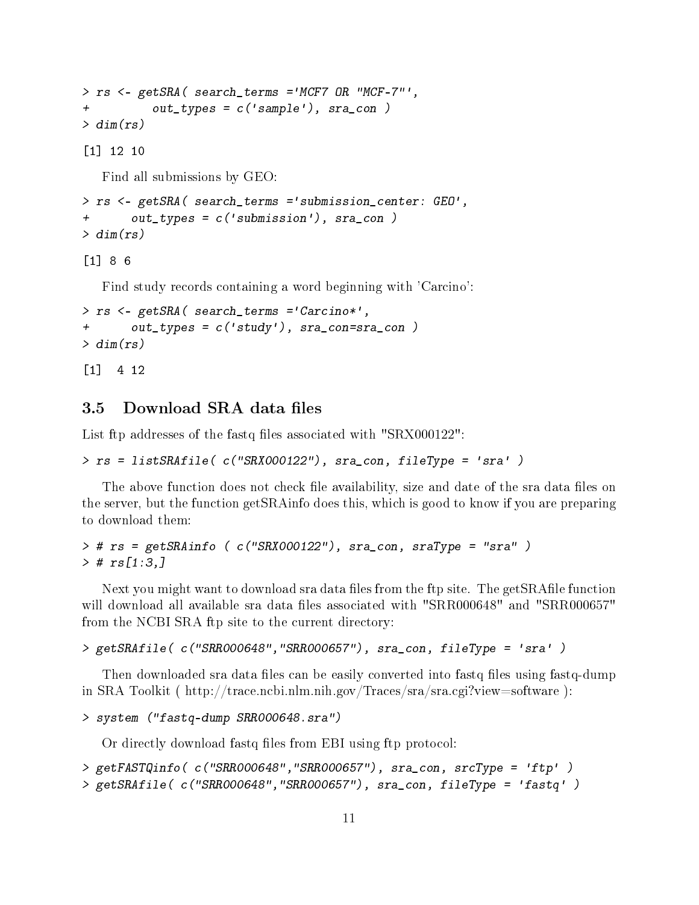```
> rs <- getSRA( search_terms ='MCF7 OR "MCF-7"',
+         out_types = c('sample'), sra_con )
> dim(rs)
```

```
[1] 12 10
```

Find all submissions by GEO:

```
> rs <- getSRA( search_terms ='submission_center: GEO',
+      out_types = c('submission'), sra_con )
> dim(rs)
```

```
[1] 8 6
```

Find study records containing a word beginning with 'Carcino':

```
> rs <- getSRA( search_terms ='Carcino*',
+      out_types = c('study'), sra_con=sra_con )
> dim(rs)
```

```
[1]  4 12
```

### 3.5 Download SRA data files

List ftp addresses of the fastq files associated with "SRX000122":

```
> rs = listSRAfile( c("SRX000122"), sra_con, fileType = 'sra' )
```

The above function does not check file availability, size and date of the sra data files on the server, but the function getSRAinfo does this, which is good to know if you are preparing to download them:

```
> # rs = getSRAinfo ( c("SRX000122"), sra_con, sraType = "sra" )
> # rs[1:3,]
```

Next you might want to download sra data files from the ftp site. The getSRAfile function will download all available sra data files associated with "SRR000648" and "SRR000657" from the NCBI SRA ftp site to the current directory:

```
> getSRAfile( c("SRR000648","SRR000657"), sra_con, fileType = 'sra' )
```

Then downloaded sra data files can be easily converted into fastq files using fastq-dump in SRA Toolkit ( http://trace.ncbi.nlm.nih.gov/Traces/sra/sra.cgi?view=software ):

```
> system ("fastq-dump SRR000648.sra")
```

Or directly download fastq files from EBI using ftp protocol:

```
> getFASTQinfo( c("SRR000648","SRR000657"), sra_con, srcType = 'ftp' )
> getSRAfile( c("SRR000648","SRR000657"), sra_con, fileType = 'fastq' )
```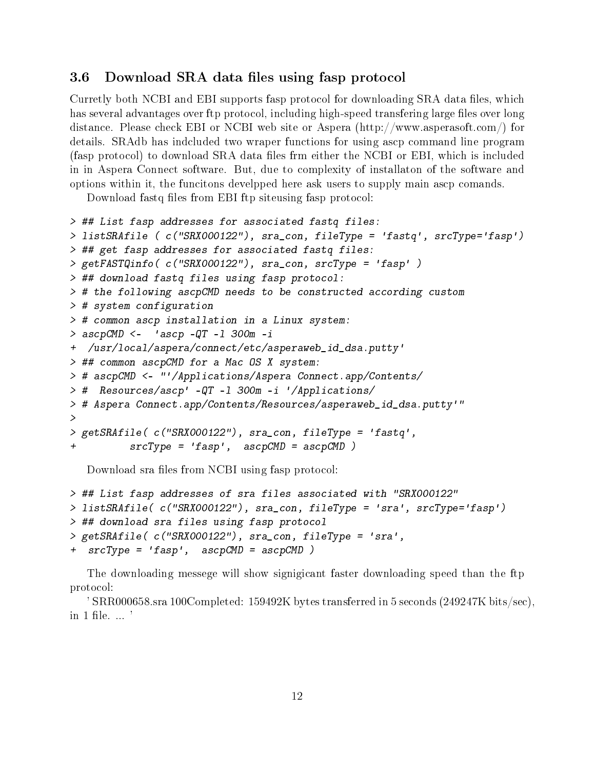### 3.6 Download SRA data files using fasp protocol

Curretly both NCBI and EBI supports fasp protocol for downloading SRA data files, which has several advantages over ftp protocol, including high-speed transfering large files over long distance. Please check EBI or NCBI web site or Aspera (http://www.asperasoft.com/) for details. SRAdb has indcluded two wraper functions for using ascp command line program (fasp protocol) to download SRA data files frm either the NCBI or EBI, which is included in in Aspera Connect software. But, due to complexity of installaton of the software and options within it, the funcitons develpped here ask users to supply main ascp comands.

Download fastq files from EBI ftp siteusing fasp protocol:

```
> ## List fasp addresses for associated fastq files:
> listSRAfile ( c("SRX000122"), sra_con, fileType = 'fastq', srcType='fasp')
> ## get fasp addresses for associated fastq files:
> getFASTQinfo( c("SRX000122"), sra_con, srcType = 'fasp' )
> ## download fastq files using fasp protocol:
> # the following ascpCMD needs to be constructed according custom
> # system configuration
> # common ascp installation in a Linux system:
> ascpCMD <-  'ascp -QT -l 300m -i
+  /usr/local/aspera/connect/etc/asperaweb_id_dsa.putty'
> ## common ascpCMD for a Mac OS X system:
> # ascpCMD <- "'/Applications/Aspera Connect.app/Contents/
> #  Resources/ascp' -QT -l 300m -i '/Applications/
> # Aspera Connect.app/Contents/Resources/asperaweb_id_dsa.putty'"
>
> getSRAfile( c("SRX000122"), sra_con, fileType = 'fastq',
+         srcType = 'fasp',  ascpCMD = ascpCMD )
```

Download sra files from NCBI using fasp protocol:

```
> ## List fasp addresses of sra files associated with "SRX000122"
> listSRAfile( c("SRX000122"), sra_con, fileType = 'sra', srcType='fasp')
> ## download sra files using fasp protocol
> getSRAfile( c("SRX000122"), sra_con, fileType = 'sra',
+  srcType = 'fasp',  ascpCMD = ascpCMD )
```

The downloading messege will show signigicant faster downloading speed than the ftp protocol:

' SRR000658.sra 100Completed: 159492K bytes transferred in 5 seconds (249247K bits/sec), in 1 file. ... '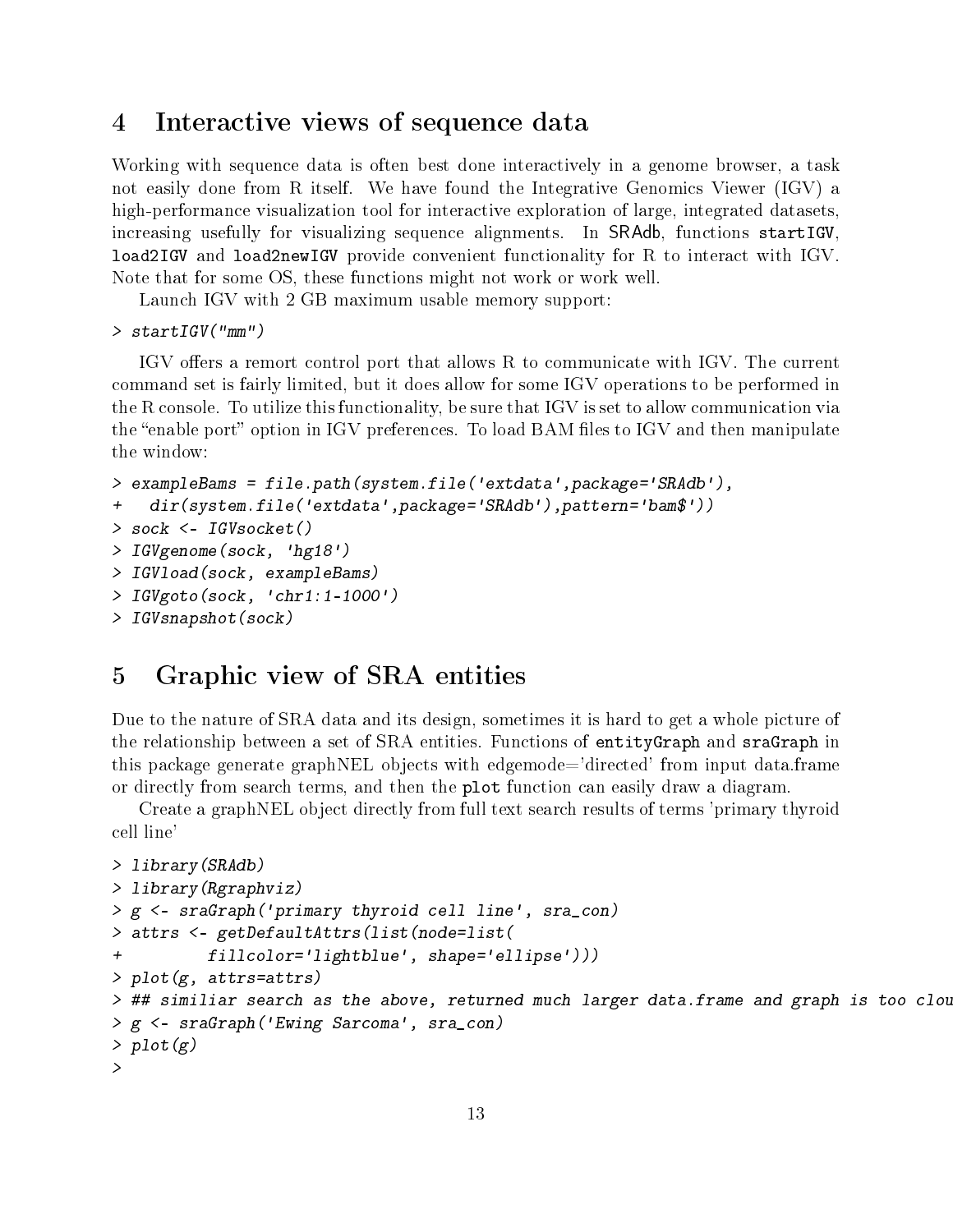## 4 Interactive views of sequence data

Working with sequence data is often best done interactively in a genome browser, a task not easily done from R itself. We have found the Integrative Genomics Viewer (IGV) a high-performance visualization tool for interactive exploration of large, integrated datasets, increasing usefully for visualizing sequence alignments. In SRAdb, functions `startIGV`, `load2IGV` and `load2newIGV` provide convenient functionality for R to interact with IGV. Note that for some OS, these functions might not work or work well.

Launch IGV with 2 GB maximum usable memory support:

```
> startIGV("mm")
```

IGV offers a remort control port that allows R to communicate with IGV. The current command set is fairly limited, but it does allow for some IGV operations to be performed in the R console. To utilize this functionality, be sure that IGV is set to allow communication via the "enable port" option in IGV preferences. To load BAM files to IGV and then manipulate the window:

```
> exampleBams = file.path(system.file('extdata',package='SRAdb'),
+   dir(system.file('extdata',package='SRAdb'),pattern='bam$'))
> sock <- IGVsocket()
> IGVgenome(sock, 'hg18')
> IGVload(sock, exampleBams)
> IGVgoto(sock, 'chr1:1-1000')
> IGVsnapshot(sock)
```

## 5 Graphic view of SRA entities

Due to the nature of SRA data and its design, sometimes it is hard to get a whole picture of the relationship between a set of SRA entities. Functions of `entityGraph` and `sraGraph` in this package generate graphNEL objects with edgemode='directed' from input data.frame or directly from search terms, and then the `plot` function can easily draw a diagram.

Create a graphNEL object directly from full text search results of terms 'primary thyroid cell line'

```
> library(SRAdb)
> library(Rgraphviz)
> g <- sraGraph('primary thyroid cell line', sra_con)
> attrs <- getDefaultAttrs(list(node=list(
+         fillcolor='lightblue', shape='ellipse')))
> plot(g, attrs=attrs)
> ## similiar search as the above, returned much larger data.frame and graph is too clou
> g <- sraGraph('Ewing Sarcoma', sra_con)
> plot(g)
>
```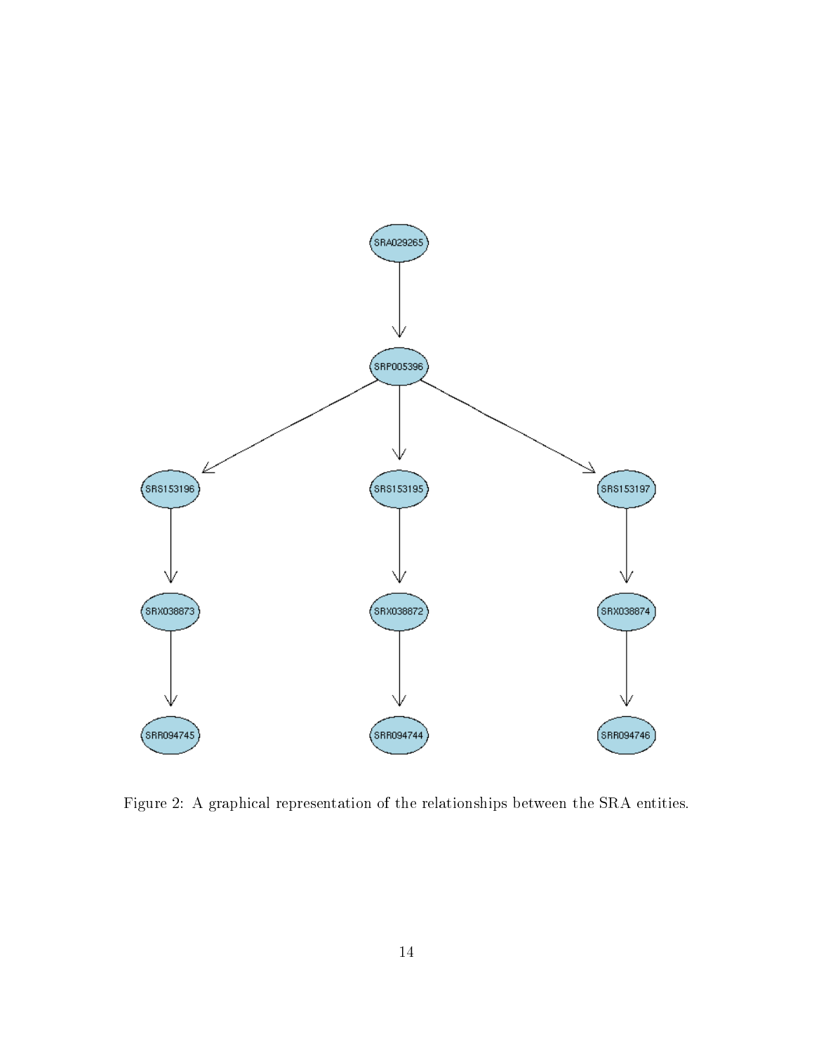Figure 2: A graphical representation of the relationships between the SRA entities.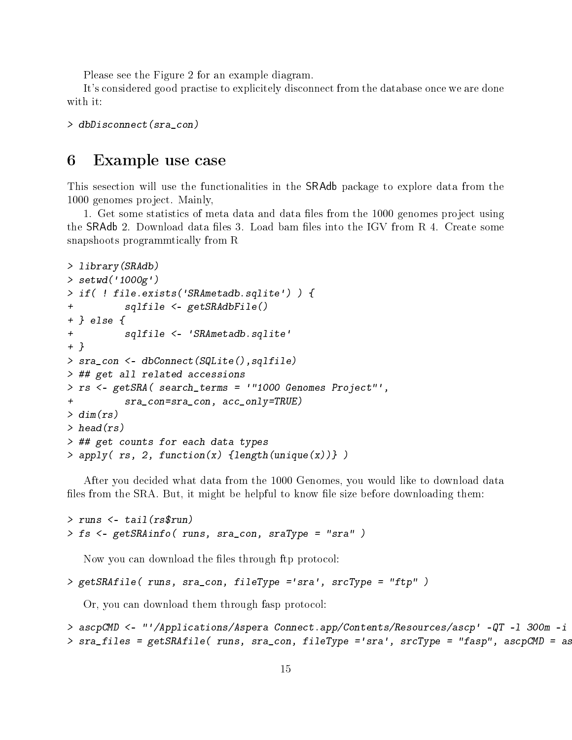Please see the Figure 2 for an example diagram.

It's considered good practise to explicitely disconnect from the database once we are done with it:

```
> dbDisconnect(sra_con)
```

# 6 Example use case

This sesection will use the functionalities in the SRAdb package to explore data from the 1000 genomes project. Mainly,

1. Get some statistics of meta data and data files from the 1000 genomes project using the SRAdb 2. Download data files 3. Load bam files into the IGV from R 4. Create some snapshoots programmtically from R

```
> library(SRAdb)
> setwd('1000g')
> if( ! file.exists('SRAmetadb.sqlite') ) {
+         sqlfile <- getSRAdbFile()
+ } else {
+         sqlfile <- 'SRAmetadb.sqlite'
+ }
> sra_con <- dbConnect(SQLite(),sqlfile)
> ## get all related accessions
> rs <- getSRA( search_terms = '"1000 Genomes Project"',
+         sra_con=sra_con, acc_only=TRUE)
> dim(rs)
> head(rs)
> ## get counts for each data types
> apply( rs, 2, function(x) {length(unique(x))} )
```

After you decided what data from the 1000 Genomes, you would like to download data files from the SRA. But, it might be helpful to know file size before downloading them:

```
> runs <- tail(rs$run)
> fs <- getSRAinfo( runs, sra_con, sraType = "sra" )
```

Now you can download the files through ftp protocol:

```
> getSRAfile( runs, sra_con, fileType ='sra', srcType = "ftp" )
```

Or, you can download them through fasp protocol:

```
> ascpCMD <- "'/Applications/Aspera Connect.app/Contents/Resources/ascp' -QT -l 300m -i
> sra_files = getSRAfile( runs, sra_con, fileType ='sra', srcType = "fasp", ascpCMD = as
```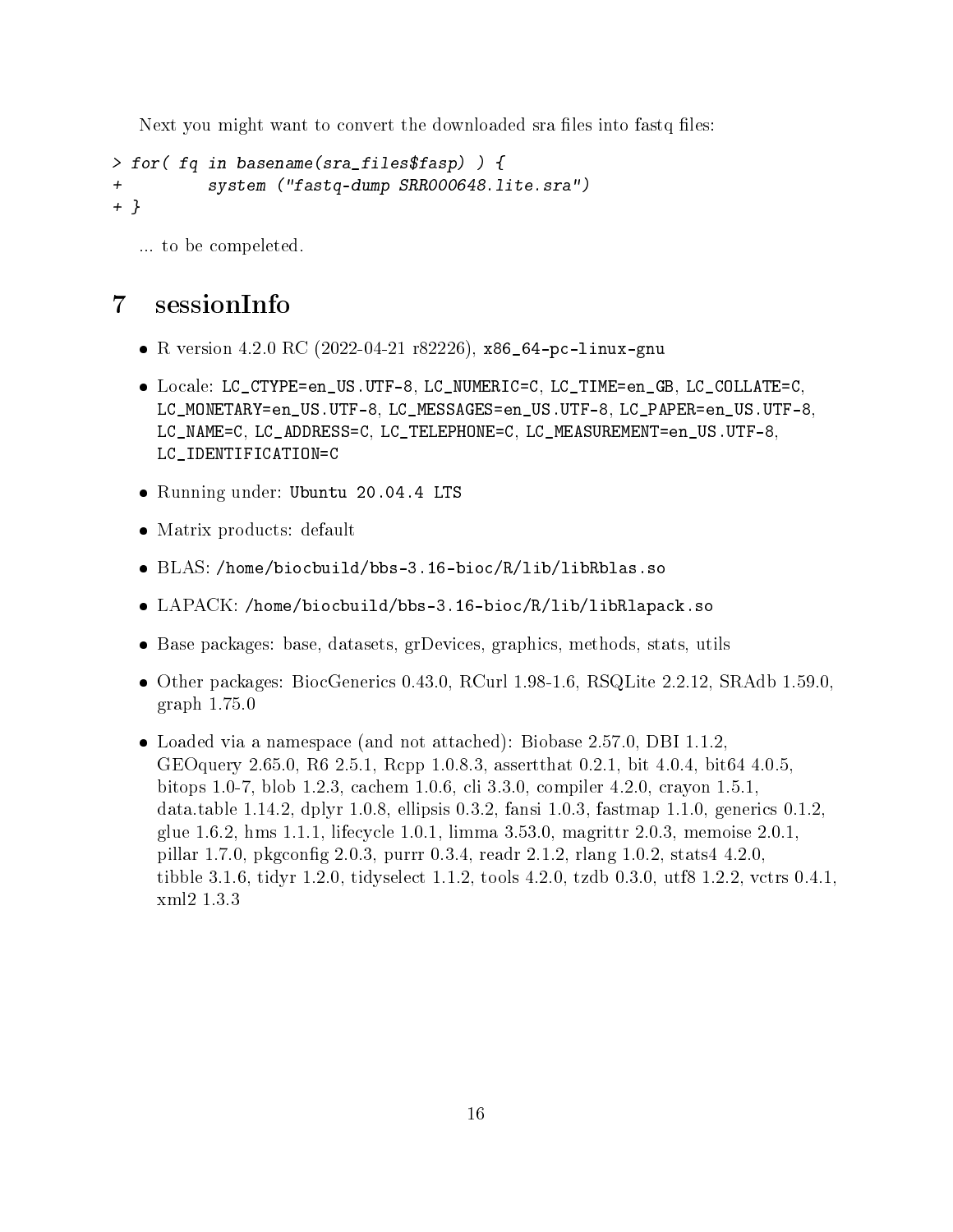Next you might want to convert the downloaded sra files into fastq files:

```
> for( fq in basename(sra_files$fasp) ) {
+         system ("fastq-dump SRR000648.lite.sra")
+ }
```

... to be compeleted.

# 7 sessionInfo

- R version 4.2.0 RC (2022-04-21 r82226), x86_64-pc-linux-gnu
- Locale: LC_CTYPE=en_US.UTF-8, LC_NUMERIC=C, LC_TIME=en_GB, LC_COLLATE=C, LC_MONETARY=en_US.UTF-8, LC_MESSAGES=en_US.UTF-8, LC_PAPER=en_US.UTF-8, LC_NAME=C, LC_ADDRESS=C, LC_TELEPHONE=C, LC_MEASUREMENT=en_US.UTF-8, LC_IDENTIFICATION=C
- Running under: Ubuntu 20.04.4 LTS
- Matrix products: default
- BLAS: /home/biocbuild/bbs-3.16-bioc/R/lib/libRblas.so
- LAPACK: /home/biocbuild/bbs-3.16-bioc/R/lib/libRlapack.so
- Base packages: base, datasets, grDevices, graphics, methods, stats, utils
- Other packages: BiocGenerics 0.43.0, RCurl 1.98-1.6, RSQLite 2.2.12, SRAdb 1.59.0, graph 1.75.0
- Loaded via a namespace (and not attached): Biobase 2.57.0, DBI 1.1.2, GEOquery 2.65.0, R6 2.5.1, Rcpp 1.0.8.3, assertthat 0.2.1, bit 4.0.4, bit64 4.0.5, bitops 1.0-7, blob 1.2.3, cachem 1.0.6, cli 3.3.0, compiler 4.2.0, crayon 1.5.1, data.table 1.14.2, dplyr 1.0.8, ellipsis 0.3.2, fansi 1.0.3, fastmap 1.1.0, generics 0.1.2, glue 1.6.2, hms 1.1.1, lifecycle 1.0.1, limma 3.53.0, magrittr 2.0.3, memoise 2.0.1, pillar 1.7.0, pkgconfig 2.0.3, purrr 0.3.4, readr 2.1.2, rlang 1.0.2, stats4 4.2.0, tibble 3.1.6, tidyr 1.2.0, tidyselect 1.1.2, tools 4.2.0, tzdb 0.3.0, utf8 1.2.2, vctrs 0.4.1, xml2 1.3.3